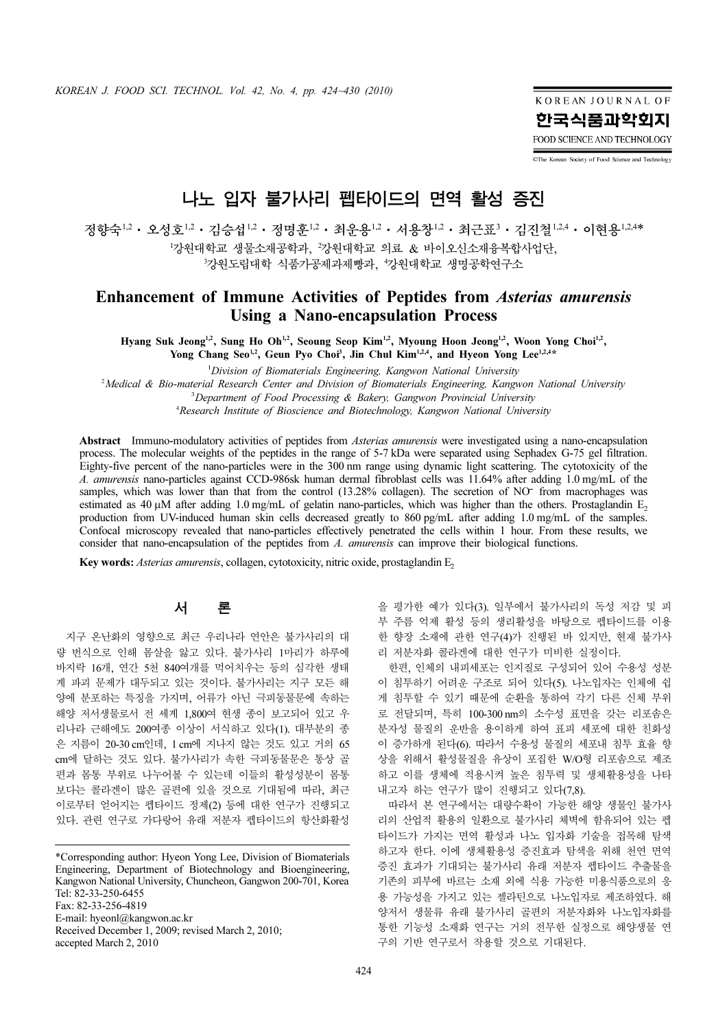# 나노 입자 불가사리 펩타이드의 면역 활성 증진

정향숙[1,2] · 오성호[1,2] · 김승섭[1,2] · 정명훈[1,2] · 최운용[1,2] · 서용창[1,2] · 최근표[3] · 김진철[1,2,4] · 이현용[1,2,4]*

[1]강원대학교 생물소재공학과, [2]강원대학교 의료 & 바이오신소재융복합사업단,
[3]강원도립대학 식품가공제과제빵과, [4]강원대학교 생명공학연구소

## Enhancement of Immune Activities of Peptides from *Asterias amurensis* Using a Nano-encapsulation Process

**Hyang Suk Jeong[1,2], Sung Ho Oh[1,2], Seoung Seop Kim[1,2], Myoung Hoon Jeong[1,2], Woon Yong Choi[1,2], Yong Chang Seo[1,2], Geun Pyo Choi[3], Jin Chul Kim[1,2,4], and Hyeon Yong Lee[1,2,4]***

[1]*Division of Biomaterials Engineering, Kangwon National University*
[2]*Medical & Bio-material Research Center and Division of Biomaterials Engineering, Kangwon National University*
[3]*Department of Food Processing & Bakery, Gangwon Provincial University*
[4]*Research Institute of Bioscience and Biotechnology, Kangwon National University*

**Abstract** Immuno-modulatory activities of peptides from *Asterias amurensis* were investigated using a nano-encapsulation process. The molecular weights of the peptides in the range of 5-7 kDa were separated using Sephadex G-75 gel filtration. Eighty-five percent of the nano-particles were in the 300 nm range using dynamic light scattering. The cytotoxicity of the *A. amurensis* nano-particles against CCD-986sk human dermal fibroblast cells was 11.64% after adding 1.0 mg/mL of the samples, which was lower than that from the control (13.28% collagen). The secretion of $NO^-$ from macrophages was estimated as 40 μM after adding 1.0 mg/mL of gelatin nano-particles, which was higher than the others. Prostaglandin $E_2$ production from UV-induced human skin cells decreased greatly to 860 pg/mL after adding 1.0 mg/mL of the samples. Confocal microscopy revealed that nano-particles effectively penetrated the cells within 1 hour. From these results, we consider that nano-encapsulation of the peptides from *A. amurensis* can improve their biological functions.

**Key words:** *Asterias amurensis*, collagen, cytotoxicity, nitric oxide, prostaglandin $E_2$

## 서 론

지구 온난화의 영향으로 최근 우리나라 연안은 불가사리의 대량 번식으로 인해 몸살을 앓고 있다. 불가사리 1마리가 하루에 바지락 16개, 연간 5천 840여개를 먹어치우는 등의 심각한 생태계 파괴 문제가 대두되고 있는 것이다. 불가사리는 지구 모든 해양에 분포하는 특징을 가지며, 어류가 아닌 극피동물문에 속하는 해양 저서생물로서 전 세계 1,800여 현생 종이 보고되어 있고 우리나라 근해에도 200여종 이상이 서식하고 있다(1). 대부분의 종은 지름이 20-30 cm인데, 1 cm에 지나지 않는 것도 있고 거의 65 cm에 달하는 것도 있다. 불가사리가 속한 극피동물문은 통상 골편과 몸통 부위로 나누어볼 수 있는데 이들의 활성성분이 몸통보다는 콜라겐이 많은 골편에 있을 것으로 기대됨에 따라, 최근 이로부터 얻어지는 펩타이드 정제(2) 등에 대한 연구가 진행되고 있다. 관련 연구로 가다랑어 유래 저분자 펩타이드의 항산화활성을 평가한 예가 있다(3). 일부에서 불가사리의 독성 저감 및 피부 주름 억제 활성 등의 생리활성을 바탕으로 펩타이드를 이용한 향장 소재에 관한 연구(4)가 진행된 바 있지만, 현재 불가사리 저분자화 콜라겐에 대한 연구가 미비한 실정이다.

한편, 인체의 내피세포는 인지질로 구성되어 있어 수용성 성분이 침투하기 어려운 구조로 되어 있다(5). 나노입자는 인체에 쉽게 침투할 수 있기 때문에 순환을 통하여 각기 다른 신체 부위로 전달되며, 특히 100-300 nm의 소수성 표면을 갖는 리포좀은 분자성 물질의 운반을 용이하게 하여 표피 세포에 대한 친화성이 증가하게 된다(6). 따라서 수용성 물질의 세포내 침투 효율 향상을 위해서 활성물질을 유상이 포집한 W/O형 리포좀으로 제조하고 이를 생체에 적용시켜 높은 침투력 및 생체활용성을 나타내고자 하는 연구가 많이 진행되고 있다(7,8).

따라서 본 연구에서는 대량수확이 가능한 해양 생물인 불가사리의 산업적 활용의 일환으로 불가사리 체벽에 함유되어 있는 펩타이드가 가지는 면역 활성과 나노 입자화 기술을 접목해 탐색하고자 한다. 이에 생체활용성 증진효과 탐색을 위해 천연 면역 증진 효과가 기대되는 불가사리 유래 저분자 펩타이드 추출물을 기존의 피부에 바르는 소재 외에 식용 가능한 미용식품으로의 응용 가능성을 가지고 있는 젤라틴으로 나노입자로 제조하였다. 해양저서 생물류 유래 불가사리 골편의 저분자화와 나노입자화를 통한 기능성 소재화 연구는 거의 전무한 실정으로 해양생물 연구의 기반 연구로서 작용할 것으로 기대된다.

---

*Corresponding author: Hyeon Yong Lee, Division of Biomaterials Engineering, Department of Biotechnology and Bioengineering, Kangwon National University, Chuncheon, Gangwon 200-701, Korea
Tel: 82-33-250-6455
Fax: 82-33-256-4819
E-mail: hyeonl@kangwon.ac.kr
Received December 1, 2009; revised March 2, 2010; accepted March 2, 2010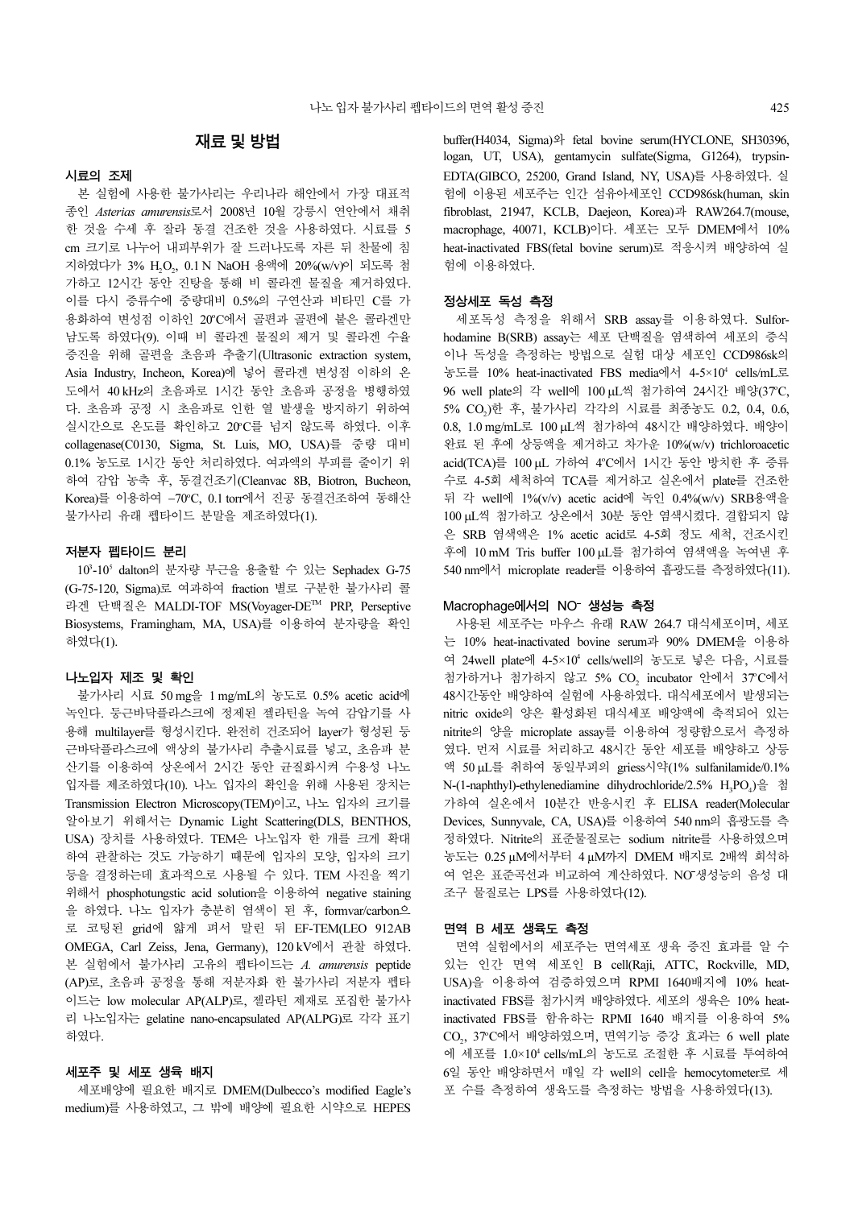## 재료 및 방법

### 시료의 조제

본 실험에 사용한 불가사리는 우리나라 해안에서 가장 대표적 종인 *Asterias amurensis*로서 2008년 10월 강릉시 연안에서 채취한 것을 수세 후 잘라 동결 건조한 것을 사용하였다. 시료를 5 cm 크기로 나누어 내피부위가 잘 드러나도록 자른 뒤 찬물에 침지하였다가 3% $H_2O_2$, 0.1 N NaOH 용액에 20%(w/v)이 되도록 첨가하고 12시간 동안 진탕을 통해 비 콜라겐 물질을 제거하였다. 이를 다시 증류수에 중량대비 0.5%의 구연산과 비타민 C를 가용화하여 변성점 이하인 20°C에서 골편과 골편에 붙은 콜라겐만 남도록 하였다(9). 이때 비 콜라겐 물질의 제거 및 콜라겐 수율 증진을 위해 골편을 초음파 추출기(Ultrasonic extraction system, Asia Industry, Incheon, Korea)에 넣어 콜라겐 변성점 이하의 온도에서 40 kHz의 초음파로 1시간 동안 초음파 공정을 병행하였다. 초음파 공정 시 초음파로 인한 열 발생을 방지하기 위하여 실시간으로 온도를 확인하고 20°C를 넘지 않도록 하였다. 이후 collagenase(C0130, Sigma, St. Luis, MO, USA)를 중량 대비 0.1% 농도로 1시간 동안 처리하였다. 여과액의 부피를 줄이기 위하여 감압 농축 후, 동결건조기(Cleanvac 8B, Biotron, Bucheon, Korea)를 이용하여 –70°C, 0.1 torr에서 진공 동결건조하여 동해산 불가사리 유래 펩타이드 분말을 제조하였다(1).

### 저분자 펩타이드 분리

$10^3$-$10^5$ dalton의 분자량 부근을 용출할 수 있는 Sephadex G-75 (G-75-120, Sigma)로 여과하여 fraction 별로 구분한 불가사리 콜라겐 단백질은 MALDI-TOF MS(Voyager-DE™ PRP, Perseptive Biosystems, Framingham, MA, USA)를 이용하여 분자량을 확인하였다(1).

### 나노입자 제조 및 확인

불가사리 시료 50 mg을 1 mg/mL의 농도로 0.5% acetic acid에 녹인다. 둥근바닥플라스크에 정제된 젤라틴을 녹여 감압기를 사용해 multilayer를 형성시킨다. 완전히 건조되어 layer가 형성된 둥근바닥플라스크에 액상의 불가사리 추출시료를 넣고, 초음파 분산기를 이용하여 상온에서 2시간 동안 균질화시켜 수용성 나노입자를 제조하였다(10). 나노 입자의 확인을 위해 사용된 장치는 Transmission Electron Microscopy(TEM)이고, 나노 입자의 크기를 알아보기 위해서는 Dynamic Light Scattering(DLS, BENTHOS, USA) 장치를 사용하였다. TEM은 나노입자 한 개를 크게 확대하여 관찰하는 것도 가능하기 때문에 입자의 모양, 입자의 크기 등을 결정하는데 효과적으로 사용될 수 있다. TEM 사진을 찍기 위해서 phosphotungstic acid solution을 이용하여 negative staining을 하였다. 나노 입자가 충분히 염색이 된 후, formvar/carbon으로 코팅된 grid에 얇게 펴서 말린 뒤 EF-TEM(LEO 912AB OMEGA, Carl Zeiss, Jena, Germany), 120 kV에서 관찰 하였다. 본 실험에서 불가사리 고유의 펩타이드는 *A. amurensis* peptide (AP)로, 초음파 공정을 통해 저분자화 한 불가사리 저분자 펩타이드는 low molecular AP(ALP)로, 젤라틴 제재로 포집한 불가사리 나노입자는 gelatine nano-encapsulated AP(ALPG)로 각각 표기하였다.

### 세포주 및 세포 생육 배지

세포배양에 필요한 배지로 DMEM(Dulbecco's modified Eagle's medium)를 사용하였고, 그 밖에 배양에 필요한 시약으로 HEPES buffer(H4034, Sigma)와 fetal bovine serum(HYCLONE, SH30396, logan, UT, USA), gentamycin sulfate(Sigma, G1264), trypsin-EDTA(GIBCO, 25200, Grand Island, NY, USA)를 사용하였다. 실험에 이용된 세포주는 인간 섬유아세포인 CCD986sk(human, skin fibroblast, 21947, KCLB, Daejeon, Korea)과 RAW264.7(mouse, macrophage, 40071, KCLB)이다. 세포는 모두 DMEM에서 10% heat-inactivated FBS(fetal bovine serum)로 적응시켜 배양하여 실험에 이용하였다.

### 정상세포 독성 측정

세포독성 측정을 위해서 SRB assay를 이용하였다. Sulforhodamine B(SRB) assay는 세포 단백질을 염색하여 세포의 증식이나 독성을 측정하는 방법으로 실험 대상 세포인 CCD986sk의 농도를 10% heat-inactivated FBS media에서 4-5×$10^4$ cells/mL로 96 well plate의 각 well에 100 μL씩 첨가하여 24시간 배양(37°C, 5% $CO_2$)한 후, 불가사리 각각의 시료를 최종농도 0.2, 0.4, 0.6, 0.8, 1.0 mg/mL로 100 μL씩 첨가하여 48시간 배양하였다. 배양이 완료 된 후에 상등액을 제거하고 차가운 10%(w/v) trichloroacetic acid(TCA)를 100 μL 가하여 4°C에서 1시간 동안 방치한 후 증류수로 4-5회 세척하여 TCA를 제거하고 실온에서 plate를 건조한 뒤 각 well에 1%(v/v) acetic acid에 녹인 0.4%(w/v) SRB용액을 100 μL씩 첨가하고 상온에서 30분 동안 염색시켰다. 결합되지 않은 SRB 염색액은 1% acetic acid로 4-5회 정도 세척, 건조시킨 후에 10 mM Tris buffer 100 μL를 첨가하여 염색액을 녹여낸 후 540 nm에서 microplate reader를 이용하여 흡광도를 측정하였다(11).

### Macrophage에서의 $NO^-$ 생성능 측정

사용된 세포주는 마우스 유래 RAW 264.7 대식세포이며, 세포는 10% heat-inactivated bovine serum과 90% DMEM을 이용하여 24well plate에 4-5×$10^4$ cells/well의 농도로 넣은 다음, 시료를 첨가하거나 첨가하지 않고 5% $CO_2$ incubator 안에서 37°C에서 48시간동안 배양하여 실험에 사용하였다. 대식세포에서 발생되는 nitric oxide의 양은 활성화된 대식세포 배양액에 축적되어 있는 nitrite의 양을 microplate assay를 이용하여 정량함으로서 측정하였다. 먼저 시료를 처리하고 48시간 동안 세포를 배양하고 상등액 50 μL를 취하여 동일부피의 griess시약(1% sulfanilamide/0.1% N-(1-naphthyl)-ethylenediamine dihydrochloride/2.5% $H_3PO_4$)을 첨가하여 실온에서 10분간 반응시킨 후 ELISA reader(Molecular Devices, Sunnyvale, CA, USA)를 이용하여 540 nm의 흡광도를 측정하였다. Nitrite의 표준물질로는 sodium nitrite를 사용하였으며 농도는 0.25 μM에서부터 4 μM까지 DMEM 배지로 2배씩 희석하여 얻은 표준곡선과 비교하여 계산하였다. $NO^-$생성능의 음성 대조구 물질로는 LPS를 사용하였다(12).

### 면역 B 세포 생육도 측정

면역 실험에서의 세포주는 면역세포 생육 증진 효과를 알 수 있는 인간 면역 세포인 B cell(Raji, ATTC, Rockville, MD, USA)을 이용하여 검증하였으며 RPMI 1640배지에 10% heat-inactivated FBS를 첨가시켜 배양하였다. 세포의 생육은 10% heat-inactivated FBS를 함유하는 RPMI 1640 배지를 이용하여 5% $CO_2$, 37°C에서 배양하였으며, 면역기능 증강 효과는 6 well plate에 세포를 1.0×$10^4$ cells/mL의 농도로 조절한 후 시료를 투여하여 6일 동안 배양하면서 매일 각 well의 cell을 hemocytometer로 세포 수를 측정하여 생육도를 측정하는 방법을 사용하였다(13).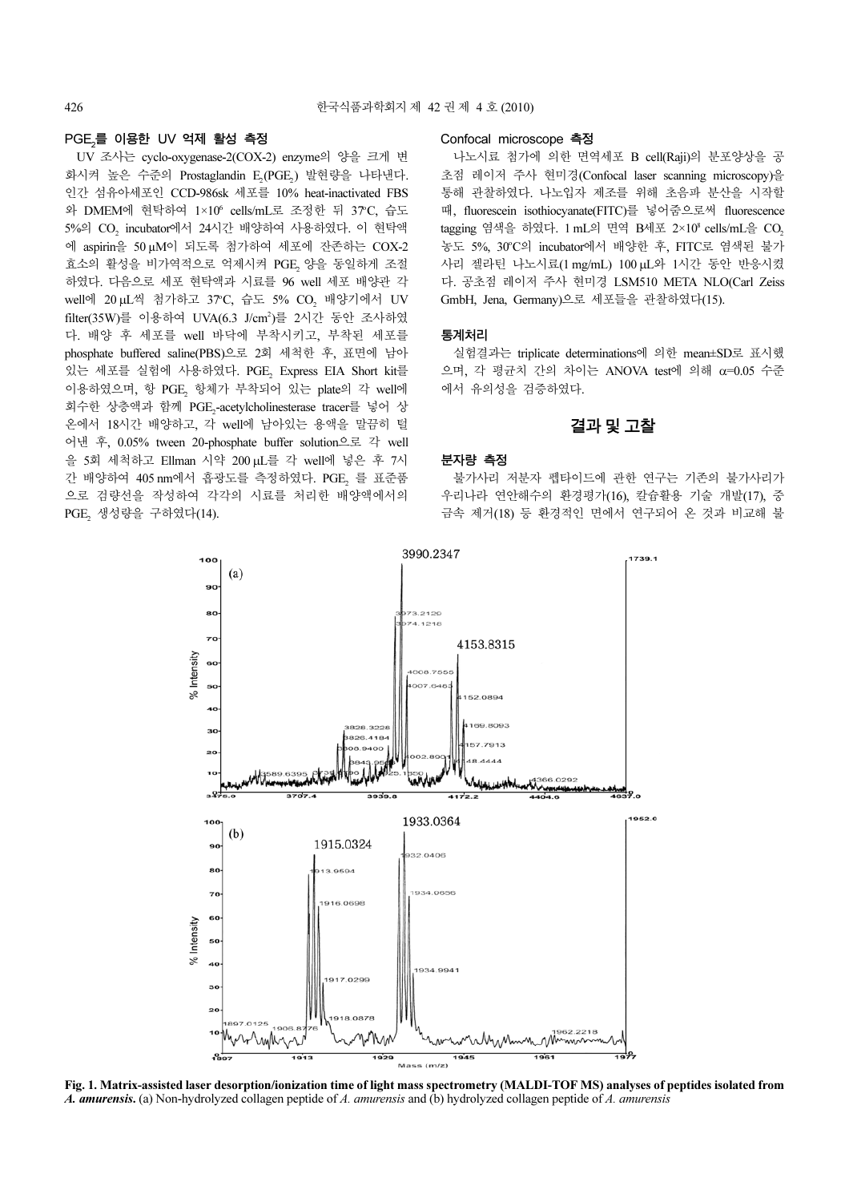### $PGE_2$를 이용한 UV 억제 활성 측정

UV 조사는 cyclo-oxygenase-2(COX-2) enzyme의 양을 크게 변화시켜 높은 수준의 Prostaglandin $E_2$($PGE_2$) 발현량을 나타낸다. 인간 섬유아세포인 CCD-986sk 세포를 10% heat-inactivated FBS와 DMEM에 현탁하여 $1\times10^6$ cells/mL로 조정한 뒤 37°C, 습도 5%의 $CO_2$ incubator에서 24시간 배양하여 사용하였다. 이 현탁액에 aspirin을 50 μM이 되도록 첨가하여 세포에 잔존하는 COX-2 효소의 활성을 비가역적으로 억제시켜 $PGE_2$ 양을 동일하게 조절하였다. 다음으로 세포 현탁액과 시료를 96 well 세포 배양관 각 well에 20 μL씩 첨가하고 37°C, 습도 5% $CO_2$ 배양기에서 UV filter(35W)를 이용하여 UVA(6.3 J/$cm^2$)를 2시간 동안 조사하였다. 배양 후 세포를 well 바닥에 부착시키고, 부착된 세포를 phosphate buffered saline(PBS)으로 2회 세척한 후, 표면에 남아있는 세포를 실험에 사용하였다. $PGE_2$ Express EIA Short kit를 이용하였으며, 항 $PGE_2$ 항체가 부착되어 있는 plate의 각 well에 회수한 상층액과 함께 $PGE_2$-acetylcholinesterase tracer를 넣어 상온에서 18시간 배양하고, 각 well에 남아있는 용액을 말끔히 털어낸 후, 0.05% tween 20-phosphate buffer solution으로 각 well을 5회 세척하고 Ellman 시약 200 μL를 각 well에 넣은 후 7시간 배양하여 405 nm에서 흡광도를 측정하였다. $PGE_2$ 를 표준품으로 검량선을 작성하여 각각의 시료를 처리한 배양액에서의 $PGE_2$ 생성량을 구하였다(14).

### Confocal microscope 측정

나노시료 첨가에 의한 면역세포 B cell(Raji)의 분포양상을 공초점 레이저 주사 현미경(Confocal laser scanning microscopy)을 통해 관찰하였다. 나노입자 제조를 위해 초음파 분산을 시작할 때, fluorescein isothiocyanate(FITC)를 넣어줌으로써 fluorescence tagging 염색을 하였다. 1 mL의 면역 B세포 $2\times10^8$ cells/mL을 $CO_2$ 농도 5%, 30°C의 incubator에서 배양한 후, FITC로 염색된 불가사리 젤라틴 나노시료(1 mg/mL) 100 μL와 1시간 동안 반응시켰다. 공초점 레이저 주사 현미경 LSM510 META NLO(Carl Zeiss GmbH, Jena, Germany)으로 세포들을 관찰하였다(15).

### 통계처리

실험결과는 triplicate determinations에 의한 mean±SD로 표시했으며, 각 평균치 간의 차이는 ANOVA test에 의해 $\alpha$=0.05 수준에서 유의성을 검증하였다.

## 결과 및 고찰

### 분자량 측정

불가사리 저분자 펩타이드에 관한 연구는 기존의 불가사리가 우리나라 연안해수의 환경평가(16), 칼슘활용 기술 개발(17), 중금속 제거(18) 등 환경적인 면에서 연구되어 온 것과 비교해 불

**Fig. 1. Matrix-assisted laser desorption/ionization time of light mass spectrometry (MALDI-TOF MS) analyses of peptides isolated from *A. amurensis*.** (a) Non-hydrolyzed collagen peptide of *A. amurensis* and (b) hydrolyzed collagen peptide of *A. amurensis*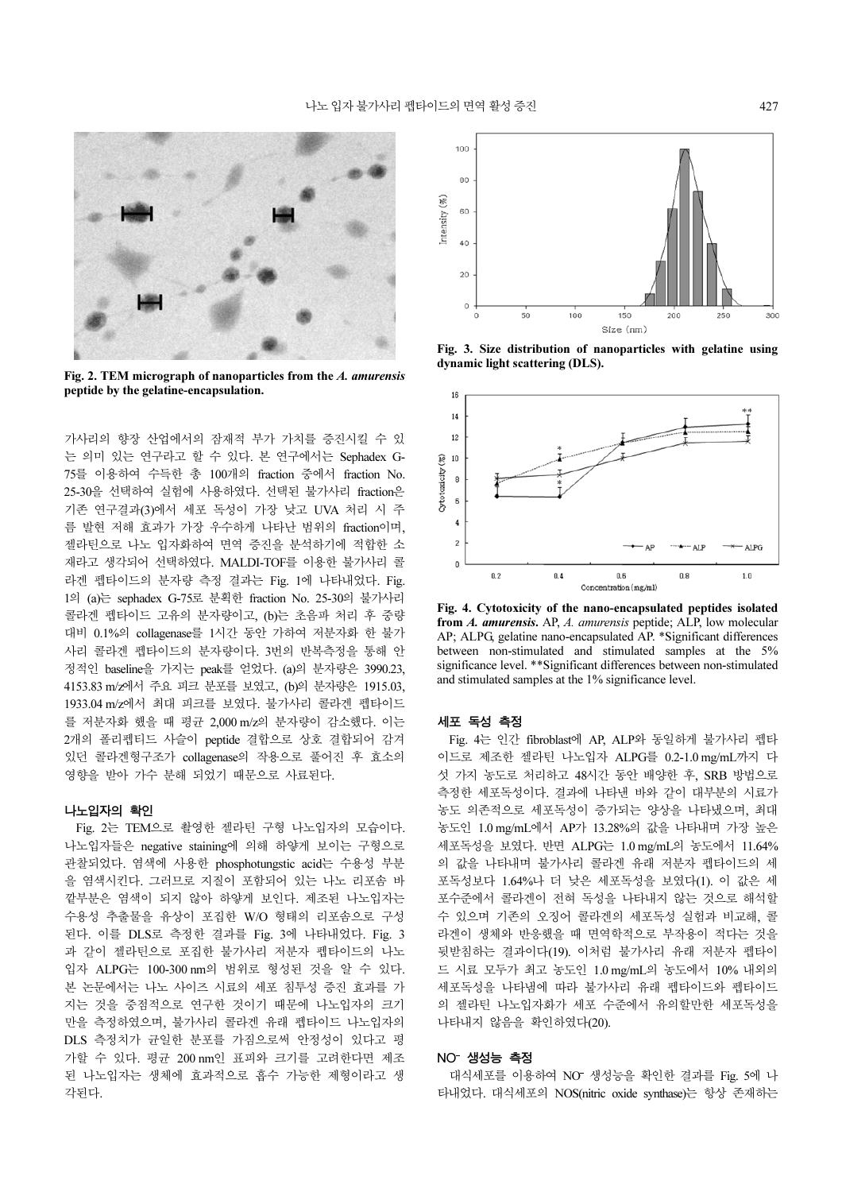Fig. 2. TEM micrograph of nanoparticles from the *A. amurensis* peptide by the gelatine-encapsulation.

Fig. 3. Size distribution of nanoparticles with gelatine using dynamic light scattering (DLS).

가사리의 향장 산업에서의 잠재적 부가 가치를 증진시킬 수 있는 의미 있는 연구라고 할 수 있다. 본 연구에서는 Sephadex G-75를 이용하여 수득한 총 100개의 fraction 중에서 fraction No. 25-30을 선택하여 실험에 사용하였다. 선택된 불가사리 fraction은 기존 연구결과(3)에서 세포 독성이 가장 낮고 UVA 처리 시 주름 발현 저해 효과가 가장 우수하게 나타난 범위의 fraction이며, 젤라틴으로 나노 입자화하여 면역 증진을 분석하기에 적합한 소재라고 생각되어 선택하였다. MALDI-TOF를 이용한 불가사리 콜라겐 펩타이드의 분자량 측정 결과는 Fig. 1에 나타내었다. Fig. 1의 (a)는 sephadex G-75로 분획한 fraction No. 25-30의 불가사리 콜라겐 펩타이드 고유의 분자량이고, (b)는 초음파 처리 후 중량 대비 0.1%의 collagenase를 1시간 동안 가하여 저분자화 한 불가사리 콜라겐 펩타이드의 분자량이다. 3번의 반복측정을 통해 안정적인 baseline을 가지는 peak를 얻었다. (a)의 분자량은 3990.23, 4153.83 m/z에서 주요 피크 분포를 보였고, (b)의 분자량은 1915.03, 1933.04 m/z에서 최대 피크를 보였다. 불가사리 콜라겐 펩타이드를 저분자화 했을 때 평균 2,000 m/z의 분자량이 감소했다. 이는 2개의 폴리펩티드 사슬이 peptide 결합으로 상호 결합되어 감겨있던 콜라겐형구조가 collagenase의 작용으로 풀어진 후 효소의 영향을 받아 가수 분해 되었기 때문으로 사료된다.

## 나노입자의 확인

Fig. 2는 TEM으로 촬영한 젤라틴 구형 나노입자의 모습이다. 나노입자들은 negative staining에 의해 하얗게 보이는 구형으로 관찰되었다. 염색에 사용한 phosphotungstic acid는 수용성 부분을 염색시킨다. 그러므로 지질이 포함되어 있는 나노 리포솜 바깥부분은 염색이 되지 않아 하얗게 보인다. 제조된 나노입자는 수용성 추출물을 유상이 포집한 W/O 형태의 리포솜으로 구성된다. 이를 DLS로 측정한 결과를 Fig. 3에 나타내었다. Fig. 3과 같이 젤라틴으로 포집한 불가사리 저분자 펩타이드의 나노입자 ALPG는 100-300 nm의 범위로 형성된 것을 알 수 있다. 본 논문에서는 나노 사이즈 시료의 세포 침투성 증진 효과를 가지는 것을 중점적으로 연구한 것이기 때문에 나노입자의 크기만을 측정하였으며, 불가사리 콜라겐 유래 펩타이드 나노입자의 DLS 측정치가 균일한 분포를 가짐으로써 안정성이 있다고 평가할 수 있다. 평균 200 nm인 표피와 크기를 고려한다면 제조된 나노입자는 생체에 효과적으로 흡수 가능한 제형이라고 생각된다.

Fig. 4. Cytotoxicity of the nano-encapsulated peptides isolated from *A. amurensis*. AP, *A. amurensis* peptide; ALP, low molecular AP; ALPG, gelatine nano-encapsulated AP. *Significant differences between non-stimulated and stimulated samples at the 5% significance level. **Significant differences between non-stimulated and stimulated samples at the 1% significance level.

## 세포 독성 측정

Fig. 4는 인간 fibroblast에 AP, ALP와 동일하게 불가사리 펩타이드로 제조한 젤라틴 나노입자 ALPG를 0.2-1.0 mg/mL까지 다섯 가지 농도로 처리하고 48시간 동안 배양한 후, SRB 방법으로 측정한 세포독성이다. 결과에 나타낸 바와 같이 대부분의 시료가 농도 의존적으로 세포독성이 증가되는 양상을 나타냈으며, 최대 농도인 1.0 mg/mL에서 AP가 13.28%의 값을 나타내며 가장 높은 세포독성을 보였다. 반면 ALPG는 1.0 mg/mL의 농도에서 11.64%의 값을 나타내며 불가사리 콜라겐 유래 저분자 펩타이드의 세포독성보다 1.64%나 더 낮은 세포독성을 보였다(1). 이 값은 세포수준에서 콜라겐이 전혀 독성을 나타내지 않는 것으로 해석할 수 있으며 기존의 오징어 콜라겐의 세포독성 실험과 비교해, 콜라겐이 생체와 반응했을 때 면역학적으로 부작용이 적다는 것을 뒷받침하는 결과이다(19). 이처럼 불가사리 유래 저분자 펩타이드 시료 모두가 최고 농도인 1.0 mg/mL의 농도에서 10% 내외의 세포독성을 나타냄에 따라 불가사리 유래 펩타이드와 펩타이드의 젤라틴 나노입자화가 세포 수준에서 유의할만한 세포독성을 나타내지 않음을 확인하였다(20).

## $NO^-$ 생성능 측정

대식세포를 이용하여 $NO^-$ 생성능을 확인한 결과를 Fig. 5에 나타내었다. 대식세포의 NOS(nitric oxide synthase)는 항상 존재하는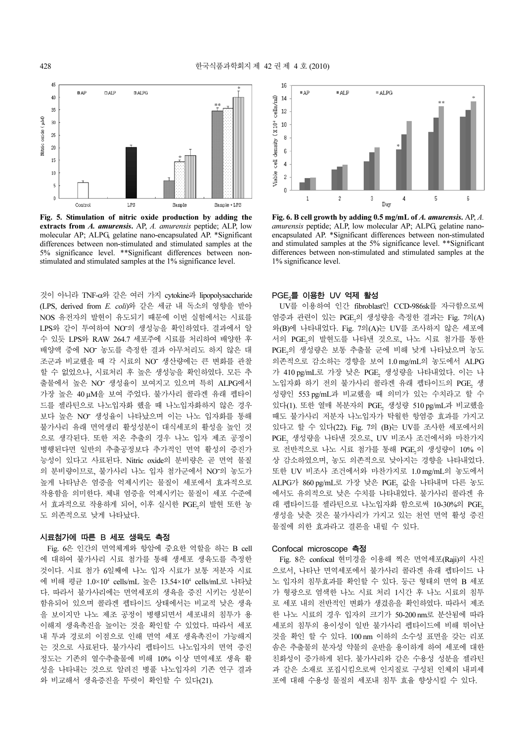Fig. 5. Stimulation of nitric oxide production by adding the extracts from *A. amurensis*. AP, *A. amurensis* peptide; ALP, low molecular AP; ALPG, gelatine nano-encapsulated AP. *Significant differences between non-stimulated and stimulated samples at the 5% significance level. **Significant differences between non-stimulated and stimulated samples at the 1% significance level.

Fig. 6. B cell growth by adding 0.5 mg/mL of *A. amurensis*. AP, *A. amurensis* peptide; ALP, low molecular AP; ALPG, gelatine nano-encapsulated AP. *Significant differences between non-stimulated and stimulated samples at the 5% significance level. **Significant differences between non-stimulated and stimulated samples at the 1% significance level.

것이 아니라 TNF-α와 같은 여러 가지 cytokine과 lipopolysaccharide (LPS, derived from *E. coli*)와 같은 세균 내 독소의 영향을 받아 NOS 유전자의 발현이 유도되기 때문에 이번 실험에서는 시료를 LPS와 같이 투여하여 $NO^-$의 생성능을 확인하였다. 결과에서 알 수 있듯 LPS와 RAW 264.7 세포주에 시료를 처리하여 배양한 후 배양액 중에 $NO^-$ 농도를 측정한 결과 아무처리도 하지 않은 대조군과 비교했을 때 각 시료의 $NO^-$ 생산량에는 큰 변화를 관찰 할 수 없었으나, 시료처리 후 높은 생성능을 확인하였다. 모든 추출물에서 높은 $NO^-$ 생성율이 보여지고 있으며 특히 ALPG에서 가장 높은 40 μM을 보여 주었다. 불가사리 콜라겐 유래 펩타이드를 젤라틴으로 나노입자화 했을 때 나노입자화하지 않은 경우보다 높은 $NO^-$ 생성율이 나타났으며 이는 나노 입자화를 통해 불가사리 유래 면역생리 활성성분이 대식세포의 활성을 높인 것으로 생각된다. 또한 저온 추출의 경우 나노 입자 제조 공정이 병행된다면 일반의 추출공정보다 추가적인 면역 활성의 증진가능성이 있다고 사료된다. Nitric oxide의 분비량은 곧 면역 물질의 분비량이므로, 불가사리 나노 입자 첨가군에서 $NO^-$의 농도가 높게 나타남은 염증을 억제시키는 물질이 세포에서 효과적으로 작용함을 의미한다. 체내 염증을 억제시키는 물질이 세포 수준에서 효과적으로 작용하게 되어, 이후 실시한 $PGE_2$의 발현 또한 농도 의존적으로 낮게 나타났다.

### 시료첨가에 따른 B 세포 생육도 측정

Fig. 6은 인간의 면역체계와 항암에 중요한 역할을 하는 B cell에 대하여 불가사리 시료 첨가를 통해 생세포 생육도를 측정한 것이다. 시료 첨가 6일째에 나노 입자 시료가 보통 저분자 시료에 비해 평균 $1.0{\times}10^4$ cells/mL 높은 $13.54{\times}10^4$ cells/mL로 나타났다. 따라서 불가사리에는 면역세포의 생육을 증진 시키는 성분이 함유되어 있으며 콜라겐 펩타이드 상태에서는 비교적 낮은 생육을 보이지만 나노 제조 공정이 병행되면서 세포내의 침투가 용이해져 생육촉진을 높이는 것을 확인할 수 있었다. 따라서 세포내 투과 경로의 이점으로 인해 면역 세포 생육촉진이 가능해지는 것으로 사료된다. 불가사리 펩타이드 나노입자의 면역 증진 정도는 기존의 열수추출물에 비해 10% 이상 면역세포 생육 활성을 나타내는 것으로 알려진 병풀 나노입자의 기존 연구 결과와 비교해서 생육증진을 뚜렷이 확인할 수 있다(21).

### $PGE_2$를 이용한 UV 억제 활성

UV를 이용하여 인간 fibroblast인 CCD-986sk를 자극함으로써 염증과 관련이 있는 $PGE_2$의 생성량을 측정한 결과는 Fig. 7의(A)와(B)에 나타내었다. Fig. 7의(A)는 UV를 조사하지 않은 세포에서의 $PGE_2$의 발현도를 나타낸 것으로, 나노 시료 첨가를 통한 $PGE_2$의 생성량은 보통 추출물 군에 비해 낮게 나타났으며 농도 의존적으로 감소하는 경향을 보여 1.0 mg/mL의 농도에서 ALPG가 410 pg/mL로 가장 낮은 $PGE_2$ 생성량을 나타내었다. 이는 나노입자화 하기 전의 불가사리 콜라겐 유래 펩타이드의 $PGE_2$ 생성량인 553 pg/mL과 비교했을 때 의미가 있는 수치라고 할 수 있다(1). 또한 열매 복분자의 $PGE_2$ 생성량 510 pg/mL과 비교했을 때도 불가사리 저분자 나노입자가 탁월한 항염증 효과를 가지고 있다고 할 수 있다(22). Fig. 7의 (B)는 UV를 조사한 세포에서의 $PGE_2$ 생성량을 나타낸 것으로, UV 비조사 조건에서와 마찬가지로 전반적으로 나노 시료 첨가를 통해 $PGE_2$의 생성량이 10% 이상 감소하였으며, 농도 의존적으로 낮아지는 경향을 나타내었다. 또한 UV 비조사 조건에서와 마찬가지로 1.0 mg/mL의 농도에서 ALPG가 860 pg/mL로 가장 낮은 $PGE_2$ 값을 나타내며 다른 농도에서도 유의적으로 낮은 수치를 나타내었다. 불가사리 콜라겐 유래 펩타이드를 젤라틴으로 나노입자화 함으로써 10-30%의 $PGE_2$ 생성을 낮춘 것은 불가사리가 가지고 있는 천연 면역 활성 증진물질에 의한 효과라고 결론을 내릴 수 있다.

### Confocal microscope 측정

Fig. 8은 confocal 현미경을 이용해 찍은 면역세포(Raji)의 사진으로서, 나타난 면역세포에서 불가사리 콜라겐 유래 펩타이드 나노 입자의 침투효과를 확인할 수 있다. 둥근 형태의 면역 B 세포가 형광으로 염색한 나노 시료 처리 1시간 후 나노 시료의 침투로 세포 내의 전반적인 변화가 생겼음을 확인하였다. 따라서 제조한 나노 시료의 경우 입자의 크기가 50-200 nm로 분산됨에 따라 세포의 침투의 용이성이 일반 불가사리 펩타이드에 비해 뛰어난 것을 확인 할 수 있다. 100 nm 이하의 소수성 표면을 갖는 리포솜은 추출물의 분자성 약물의 운반을 용이하게 하여 세포에 대한 친화성이 증가하게 된다. 불가사리와 같은 수용성 성분을 젤라틴과 같은 소재로 포집시킴으로써 인지질로 구성된 인체의 내피세포에 대해 수용성 물질의 세포내 침투 효율 향상시킬 수 있다.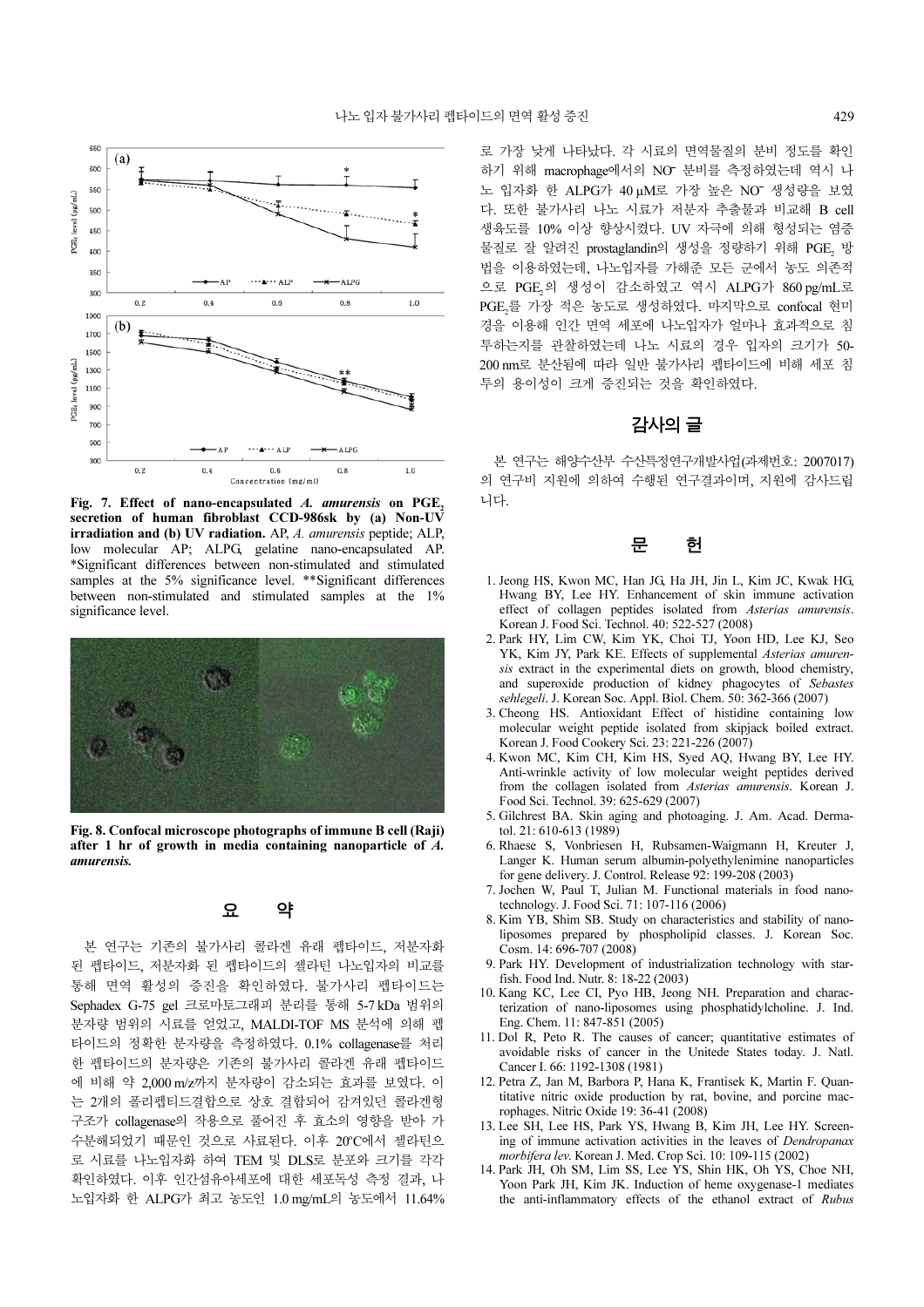Fig. 7. Effect of nano-encapsulated *A. amurensis* on $PGE_2$ secretion of human fibroblast CCD-986sk by (a) Non-UV irradiation and (b) UV radiation. AP, *A. amurensis* peptide; ALP, low molecular AP; ALPG, gelatine nano-encapsulated AP. *Significant differences between non-stimulated and stimulated samples at the 5% significance level. **Significant differences between non-stimulated and stimulated samples at the 1% significance level.

**Fig. 8. Confocal microscope photographs of immune B cell (Raji) after 1 hr of growth in media containing nanoparticle of *A. amurensis*.**

## 요 약

본 연구는 기존의 불가사리 콜라겐 유래 펩타이드, 저분자화 된 펩타이드, 저분자화 된 펩타이드의 젤라틴 나노입자의 비교를 통해 면역 활성의 증진을 확인하였다. 불가사리 펩타이드는 Sephadex G-75 gel 크로마토그래피 분리를 통해 5-7 kDa 범위의 분자량 범위의 시료를 얻었고, MALDI-TOF MS 분석에 의해 펩타이드의 정확한 분자량을 측정하였다. 0.1% collagenase를 처리한 펩타이드의 분자량은 기존의 불가사리 콜라겐 유래 펩타이드에 비해 약 2,000 m/z까지 분자량이 감소되는 효과를 보였다. 이는 2개의 폴리펩티드결합으로 상호 결합되어 감겨있던 콜라겐형 구조가 collagenase의 작용으로 풀어진 후 효소의 영향을 받아 가수분해되었기 때문인 것으로 사료된다. 이후 20°C에서 젤라틴으로 시료를 나노입자화 하여 TEM 및 DLS로 분포와 크기를 각각 확인하였다. 이후 인간섬유아세포에 대한 세포독성 측정 결과, 나노입자화 한 ALPG가 최고 농도인 1.0 mg/mL의 농도에서 11.64%로 가장 낮게 나타났다. 각 시료의 면역물질의 분비 정도를 확인하기 위해 macrophage에서의 $NO^-$ 분비를 측정하였는데 역시 나노 입자화 한 ALPG가 40 μM로 가장 높은 $NO^-$ 생성량을 보였다. 또한 불가사리 나노 시료가 저분자 추출물과 비교해 B cell 생육도를 10% 이상 향상시켰다. UV 자극에 의해 형성되는 염증물질로 잘 알려진 prostaglandin의 생성을 정량하기 위해 $PGE_2$ 방법을 이용하였는데, 나노입자를 가해준 모든 군에서 농도 의존적으로 $PGE_2$의 생성이 감소하였고 역시 ALPG가 860 pg/mL로 $PGE_2$를 가장 적은 농도로 생성하였다. 마지막으로 confocal 현미경을 이용해 인간 면역 세포에 나노입자가 얼마나 효과적으로 침투하는지를 관찰하였는데 나노 시료의 경우 입자의 크기가 50-200 nm로 분산됨에 따라 일반 불가사리 펩타이드에 비해 세포 침투의 용이성이 크게 증진되는 것을 확인하였다.

## 감사의 글

본 연구는 해양수산부 수산특정연구개발사업(과제번호: 2007017)의 연구비 지원에 의하여 수행된 연구결과이며, 지원에 감사드립니다.

## 문 헌

1. Jeong HS, Kwon MC, Han JG, Ha JH, Jin L, Kim JC, Kwak HG, Hwang BY, Lee HY. Enhancement of skin immune activation effect of collagen peptides isolated from *Asterias amurensis*. Korean J. Food Sci. Technol. 40: 522-527 (2008)
2. Park HY, Lim CW, Kim YK, Choi TJ, Yoon HD, Lee KJ, Seo YK, Kim JY, Park KE. Effects of supplemental *Asterias amurensis* extract in the experimental diets on growth, blood chemistry, and superoxide production of kidney phagocytes of *Sebastes sehlegeli*. J. Korean Soc. Appl. Biol. Chem. 50: 362-366 (2007)
3. Cheong HS. Antioxidant Effect of histidine containing low molecular weight peptide isolated from skipjack boiled extract. Korean J. Food Cookery Sci. 23: 221-226 (2007)
4. Kwon MC, Kim CH, Kim HS, Syed AQ, Hwang BY, Lee HY. Anti-wrinkle activity of low molecular weight peptides derived from the collagen isolated from *Asterias amurensis*. Korean J. Food Sci. Technol. 39: 625-629 (2007)
5. Gilchrest BA. Skin aging and photoaging. J. Am. Acad. Dermatol. 21: 610-613 (1989)
6. Rhaese S, Vonbriesen H, Rubsamen-Waigmann H, Kreuter J, Langer K. Human serum albumin-polyethylenimine nanoparticles for gene delivery. J. Control. Release 92: 199-208 (2003)
7. Jochen W, Paul T, Julian M. Functional materials in food nanotechnology. J. Food Sci. 71: 107-116 (2006)
8. Kim YB, Shim SB. Study on characteristics and stability of nanoliposomes prepared by phospholipid classes. J. Korean Soc. Cosm. 14: 696-707 (2008)
9. Park HY. Development of industrialization technology with starfish. Food Ind. Nutr. 8: 18-22 (2003)
10. Kang KC, Lee CI, Pyo HB, Jeong NH. Preparation and characterization of nano-liposomes using phosphatidylcholine. J. Ind. Eng. Chem. 11: 847-851 (2005)
11. Dol R, Peto R. The causes of cancer; quantitative estimates of avoidable risks of cancer in the Unitede States today. J. Natl. Cancer I. 66: 1192-1308 (1981)
12. Petra Z, Jan M, Barbora P, Hana K, Frantisek K, Martin F. Quantitative nitric oxide production by rat, bovine, and porcine macrophages. Nitric Oxide 19: 36-41 (2008)
13. Lee SH, Lee HS, Park YS, Hwang B, Kim JH, Lee HY. Screening of immune activation activities in the leaves of *Dendropanax morbifera lev*. Korean J. Med. Crop Sci. 10: 109-115 (2002)
14. Park JH, Oh SM, Lim SS, Lee YS, Shin HK, Oh YS, Choe NH, Yoon Park JH, Kim JK. Induction of heme oxygenase-1 mediates the anti-inflammatory effects of the ethanol extract of *Rubus*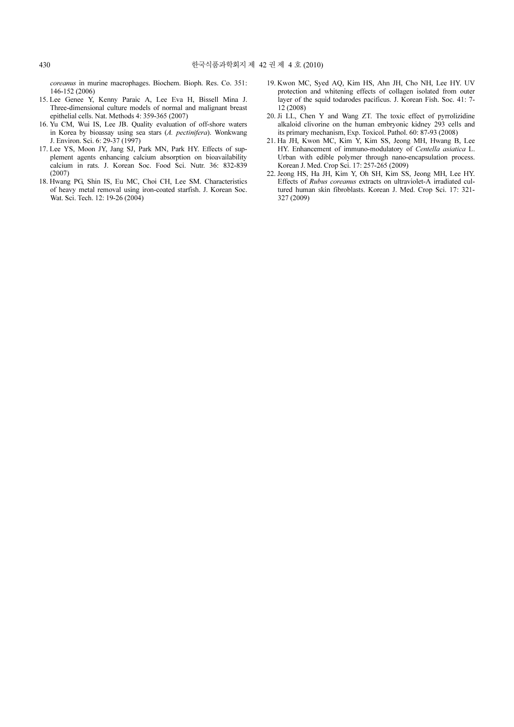*coreanus* in murine macrophages. Biochem. Bioph. Res. Co. 351: 146-152 (2006)

15. Lee Genee Y, Kenny Paraic A, Lee Eva H, Bissell Mina J. Three-dimensional culture models of normal and malignant breast epithelial cells. Nat. Methods 4: 359-365 (2007)
16. Yu CM, Wui IS, Lee JB. Quality evaluation of off-shore waters in Korea by bioassay using sea stars (*A. pectinifera*). Wonkwang J. Environ. Sci. 6: 29-37 (1997)
17. Lee YS, Moon JY, Jang SJ, Park MN, Park HY. Effects of supplement agents enhancing calcium absorption on bioavailability calcium in rats. J. Korean Soc. Food Sci. Nutr. 36: 832-839 (2007)
18. Hwang PG, Shin IS, Eu MC, Choi CH, Lee SM. Characteristics of heavy metal removal using iron-coated starfish. J. Korean Soc. Wat. Sci. Tech. 12: 19-26 (2004)
19. Kwon MC, Syed AQ, Kim HS, Ahn JH, Cho NH, Lee HY. UV protection and whitening effects of collagen isolated from outer layer of the squid todarodes pacificus. J. Korean Fish. Soc. 41: 7-12 (2008)
20. Ji LL, Chen Y and Wang ZT. The toxic effect of pyrrolizidine alkaloid clivorine on the human embryonic kidney 293 cells and its primary mechanism, Exp. Toxicol. Pathol. 60: 87-93 (2008)
21. Ha JH, Kwon MC, Kim Y, Kim SS, Jeong MH, Hwang B, Lee HY. Enhancement of immuno-modulatory of *Centella asiatica* L. Urban with edible polymer through nano-encapsulation process. Korean J. Med. Crop Sci. 17: 257-265 (2009)
22. Jeong HS, Ha JH, Kim Y, Oh SH, Kim SS, Jeong MH, Lee HY. Effects of *Rubus coreanus* extracts on ultraviolet-A irradiated cultured human skin fibroblasts. Korean J. Med. Crop Sci. 17: 321-327 (2009)